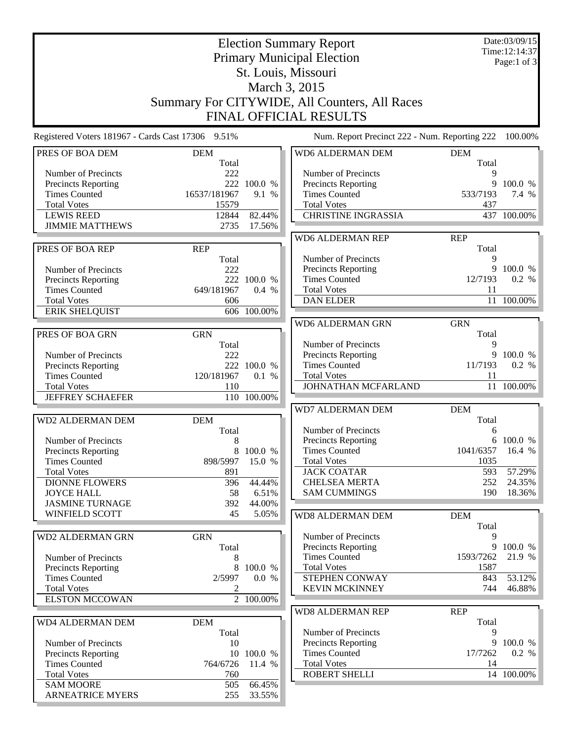# Election Summary Report
## Primary Municipal Election
## St. Louis, Missouri
## March 3, 2015
## Summary For CITYWIDE, All Counters, All Races
## FINAL OFFICIAL RESULTS

Date:03/09/15
Time:12:14:37

Registered Voters 181967 - Cards Cast 17306 9.51%

Num. Report Precinct 222 - Num. Reporting 222 100.00%

| PRES OF BOA DEM | DEM | |
|---|---|---|
| | Total | |
| Number of Precincts | 222 | |
| Precincts Reporting | 222 | 100.0 % |
| Times Counted | 16537/181967 | 9.1 % |
| Total Votes | 15579 | |
| LEWIS REED | 12844 | 82.44% |
| JIMMIE MATTHEWS | 2735 | 17.56% |

| PRES OF BOA REP | REP | |
|---|---|---|
| | Total | |
| Number of Precincts | 222 | |
| Precincts Reporting | 222 | 100.0 % |
| Times Counted | 649/181967 | 0.4 % |
| Total Votes | 606 | |
| ERIK SHELQUIST | 606 | 100.00% |

| PRES OF BOA GRN | GRN | |
|---|---|---|
| | Total | |
| Number of Precincts | 222 | |
| Precincts Reporting | 222 | 100.0 % |
| Times Counted | 120/181967 | 0.1 % |
| Total Votes | 110 | |
| JEFFREY SCHAEFER | 110 | 100.00% |

| WD2 ALDERMAN DEM | DEM | |
|---|---|---|
| | Total | |
| Number of Precincts | 8 | |
| Precincts Reporting | 8 | 100.0 % |
| Times Counted | 898/5997 | 15.0 % |
| Total Votes | 891 | |
| DIONNE FLOWERS | 396 | 44.44% |
| JOYCE HALL | 58 | 6.51% |
| JASMINE TURNAGE | 392 | 44.00% |
| WINFIELD SCOTT | 45 | 5.05% |

| WD2 ALDERMAN GRN | GRN | |
|---|---|---|
| | Total | |
| Number of Precincts | 8 | |
| Precincts Reporting | 8 | 100.0 % |
| Times Counted | 2/5997 | 0.0 % |
| Total Votes | 2 | |
| ELSTON MCCOWAN | 2 | 100.00% |

| WD4 ALDERMAN DEM | DEM | |
|---|---|---|
| | Total | |
| Number of Precincts | 10 | |
| Precincts Reporting | 10 | 100.0 % |
| Times Counted | 764/6726 | 11.4 % |
| Total Votes | 760 | |
| SAM MOORE | 505 | 66.45% |
| ARNEATRICE MYERS | 255 | 33.55% |

| WD6 ALDERMAN DEM | DEM | |
|---|---|---|
| | Total | |
| Number of Precincts | 9 | |
| Precincts Reporting | 9 | 100.0 % |
| Times Counted | 533/7193 | 7.4 % |
| Total Votes | 437 | |
| CHRISTINE INGRASSIA | 437 | 100.00% |

| WD6 ALDERMAN REP | REP | |
|---|---|---|
| | Total | |
| Number of Precincts | 9 | |
| Precincts Reporting | 9 | 100.0 % |
| Times Counted | 12/7193 | 0.2 % |
| Total Votes | 11 | |
| DAN ELDER | 11 | 100.00% |

| WD6 ALDERMAN GRN | GRN | |
|---|---|---|
| | Total | |
| Number of Precincts | 9 | |
| Precincts Reporting | 9 | 100.0 % |
| Times Counted | 11/7193 | 0.2 % |
| Total Votes | 11 | |
| JOHNATHAN MCFARLAND | 11 | 100.00% |

| WD7 ALDERMAN DEM | DEM | |
|---|---|---|
| | Total | |
| Number of Precincts | 6 | |
| Precincts Reporting | 6 | 100.0 % |
| Times Counted | 1041/6357 | 16.4 % |
| Total Votes | 1035 | |
| JACK COATAR | 593 | 57.29% |
| CHELSEA MERTA | 252 | 24.35% |
| SAM CUMMINGS | 190 | 18.36% |

| WD8 ALDERMAN DEM | DEM | |
|---|---|---|
| | Total | |
| Number of Precincts | 9 | |
| Precincts Reporting | 9 | 100.0 % |
| Times Counted | 1593/7262 | 21.9 % |
| Total Votes | 1587 | |
| STEPHEN CONWAY | 843 | 53.12% |
| KEVIN MCKINNEY | 744 | 46.88% |

| WD8 ALDERMAN REP | REP | |
|---|---|---|
| | Total | |
| Number of Precincts | 9 | |
| Precincts Reporting | 9 | 100.0 % |
| Times Counted | 17/7262 | 0.2 % |
| Total Votes | 14 | |
| ROBERT SHELLI | 14 | 100.00% |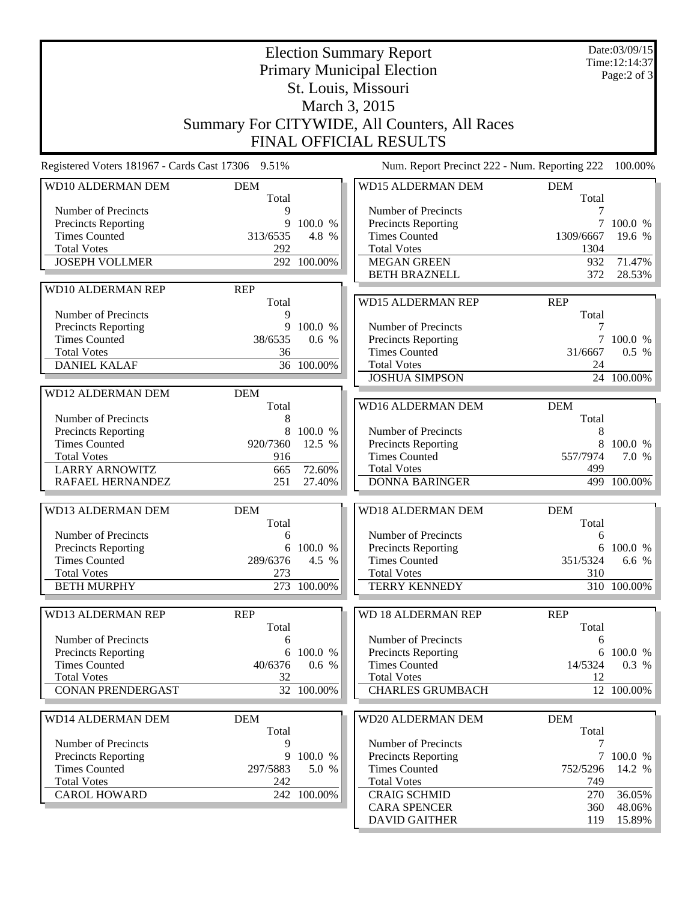# Election Summary Report

## Primary Municipal Election

## St. Louis, Missouri

## March 3, 2015

## Summary For CITYWIDE, All Counters, All Races

## FINAL OFFICIAL RESULTS

Date:03/09/15
Time:12:14:37

Registered Voters 181967 - Cards Cast 17306 9.51%

Num. Report Precinct 222 - Num. Reporting 222 100.00%

### WD10 ALDERMAN DEM

| DEM | Total | |
|---|---|---|
| Number of Precincts | 9 | |
| Precincts Reporting | 9 | 100.0 % |
| Times Counted | 313/6535 | 4.8 % |
| Total Votes | 292 | |
| JOSEPH VOLLMER | 292 | 100.00% |

### WD10 ALDERMAN REP

| REP | Total | |
|---|---|---|
| Number of Precincts | 9 | |
| Precincts Reporting | 9 | 100.0 % |
| Times Counted | 38/6535 | 0.6 % |
| Total Votes | 36 | |
| DANIEL KALAF | 36 | 100.00% |

### WD12 ALDERMAN DEM

| DEM | Total | |
|---|---|---|
| Number of Precincts | 8 | |
| Precincts Reporting | 8 | 100.0 % |
| Times Counted | 920/7360 | 12.5 % |
| Total Votes | 916 | |
| LARRY ARNOWITZ | 665 | 72.60% |
| RAFAEL HERNANDEZ | 251 | 27.40% |

### WD13 ALDERMAN DEM

| DEM | Total | |
|---|---|---|
| Number of Precincts | 6 | |
| Precincts Reporting | 6 | 100.0 % |
| Times Counted | 289/6376 | 4.5 % |
| Total Votes | 273 | |
| BETH MURPHY | 273 | 100.00% |

### WD13 ALDERMAN REP

| REP | Total | |
|---|---|---|
| Number of Precincts | 6 | |
| Precincts Reporting | 6 | 100.0 % |
| Times Counted | 40/6376 | 0.6 % |
| Total Votes | 32 | |
| CONAN PRENDERGAST | 32 | 100.00% |

### WD14 ALDERMAN DEM

| DEM | Total | |
|---|---|---|
| Number of Precincts | 9 | |
| Precincts Reporting | 9 | 100.0 % |
| Times Counted | 297/5883 | 5.0 % |
| Total Votes | 242 | |
| CAROL HOWARD | 242 | 100.00% |

### WD15 ALDERMAN DEM

| DEM | Total | |
|---|---|---|
| Number of Precincts | 7 | |
| Precincts Reporting | 7 | 100.0 % |
| Times Counted | 1309/6667 | 19.6 % |
| Total Votes | 1304 | |
| MEGAN GREEN | 932 | 71.47% |
| BETH BRAZNELL | 372 | 28.53% |

### WD15 ALDERMAN REP

| REP | Total | |
|---|---|---|
| Number of Precincts | 7 | |
| Precincts Reporting | 7 | 100.0 % |
| Times Counted | 31/6667 | 0.5 % |
| Total Votes | 24 | |
| JOSHUA SIMPSON | 24 | 100.00% |

### WD16 ALDERMAN DEM

| DEM | Total | |
|---|---|---|
| Number of Precincts | 8 | |
| Precincts Reporting | 8 | 100.0 % |
| Times Counted | 557/7974 | 7.0 % |
| Total Votes | 499 | |
| DONNA BARINGER | 499 | 100.00% |

### WD18 ALDERMAN DEM

| DEM | Total | |
|---|---|---|
| Number of Precincts | 6 | |
| Precincts Reporting | 6 | 100.0 % |
| Times Counted | 351/5324 | 6.6 % |
| Total Votes | 310 | |
| TERRY KENNEDY | 310 | 100.00% |

### WD 18 ALDERMAN REP

| REP | Total | |
|---|---|---|
| Number of Precincts | 6 | |
| Precincts Reporting | 6 | 100.0 % |
| Times Counted | 14/5324 | 0.3 % |
| Total Votes | 12 | |
| CHARLES GRUMBACH | 12 | 100.00% |

### WD20 ALDERMAN DEM

| DEM | Total | |
|---|---|---|
| Number of Precincts | 7 | |
| Precincts Reporting | 7 | 100.0 % |
| Times Counted | 752/5296 | 14.2 % |
| Total Votes | 749 | |
| CRAIG SCHMID | 270 | 36.05% |
| CARA SPENCER | 360 | 48.06% |
| DAVID GAITHER | 119 | 15.89% |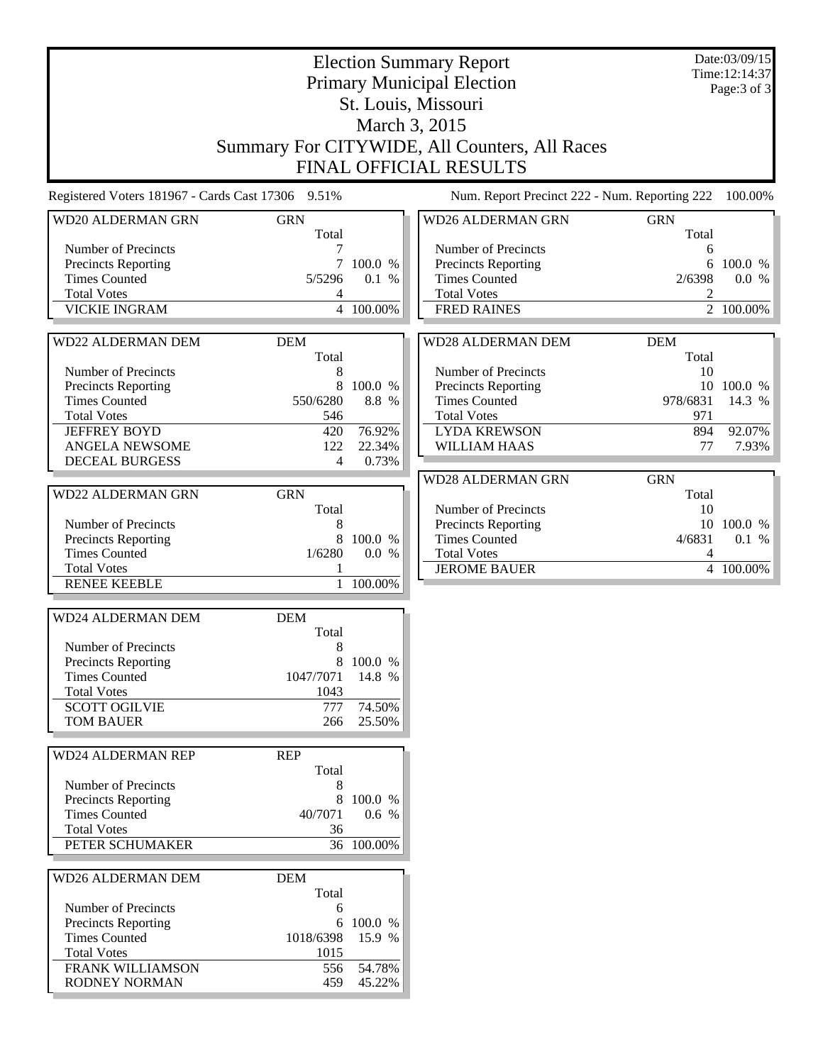# Election Summary Report

## Primary Municipal Election

## St. Louis, Missouri

## March 3, 2015

## Summary For CITYWIDE, All Counters, All Races

## FINAL OFFICIAL RESULTS

Date:03/09/15
Time:12:14:37

Registered Voters 181967 - Cards Cast 17306 9.51%

Num. Report Precinct 222 - Num. Reporting 222 100.00%

| WD20 ALDERMAN GRN | GRN | |
|---|---|---|
| | Total | |
| Number of Precincts | 7 | |
| Precincts Reporting | 7 | 100.0 % |
| Times Counted | 5/5296 | 0.1 % |
| Total Votes | 4 | |
| VICKIE INGRAM | 4 | 100.00% |

| WD22 ALDERMAN DEM | DEM | |
|---|---|---|
| | Total | |
| Number of Precincts | 8 | |
| Precincts Reporting | 8 | 100.0 % |
| Times Counted | 550/6280 | 8.8 % |
| Total Votes | 546 | |
| JEFFREY BOYD | 420 | 76.92% |
| ANGELA NEWSOME | 122 | 22.34% |
| DECEAL BURGESS | 4 | 0.73% |

| WD22 ALDERMAN GRN | GRN | |
|---|---|---|
| | Total | |
| Number of Precincts | 8 | |
| Precincts Reporting | 8 | 100.0 % |
| Times Counted | 1/6280 | 0.0 % |
| Total Votes | 1 | |
| RENEE KEEBLE | 1 | 100.00% |

| WD24 ALDERMAN DEM | DEM | |
|---|---|---|
| | Total | |
| Number of Precincts | 8 | |
| Precincts Reporting | 8 | 100.0 % |
| Times Counted | 1047/7071 | 14.8 % |
| Total Votes | 1043 | |
| SCOTT OGILVIE | 777 | 74.50% |
| TOM BAUER | 266 | 25.50% |

| WD24 ALDERMAN REP | REP | |
|---|---|---|
| | Total | |
| Number of Precincts | 8 | |
| Precincts Reporting | 8 | 100.0 % |
| Times Counted | 40/7071 | 0.6 % |
| Total Votes | 36 | |
| PETER SCHUMAKER | 36 | 100.00% |

| WD26 ALDERMAN DEM | DEM | |
|---|---|---|
| | Total | |
| Number of Precincts | 6 | |
| Precincts Reporting | 6 | 100.0 % |
| Times Counted | 1018/6398 | 15.9 % |
| Total Votes | 1015 | |
| FRANK WILLIAMSON | 556 | 54.78% |
| RODNEY NORMAN | 459 | 45.22% |

| WD26 ALDERMAN GRN | GRN | |
|---|---|---|
| | Total | |
| Number of Precincts | 6 | |
| Precincts Reporting | 6 | 100.0 % |
| Times Counted | 2/6398 | 0.0 % |
| Total Votes | 2 | |
| FRED RAINES | 2 | 100.00% |

| WD28 ALDERMAN DEM | DEM | |
|---|---|---|
| | Total | |
| Number of Precincts | 10 | |
| Precincts Reporting | 10 | 100.0 % |
| Times Counted | 978/6831 | 14.3 % |
| Total Votes | 971 | |
| LYDA KREWSON | 894 | 92.07% |
| WILLIAM HAAS | 77 | 7.93% |

| WD28 ALDERMAN GRN | GRN | |
|---|---|---|
| | Total | |
| Number of Precincts | 10 | |
| Precincts Reporting | 10 | 100.0 % |
| Times Counted | 4/6831 | 0.1 % |
| Total Votes | 4 | |
| JEROME BAUER | 4 | 100.00% |